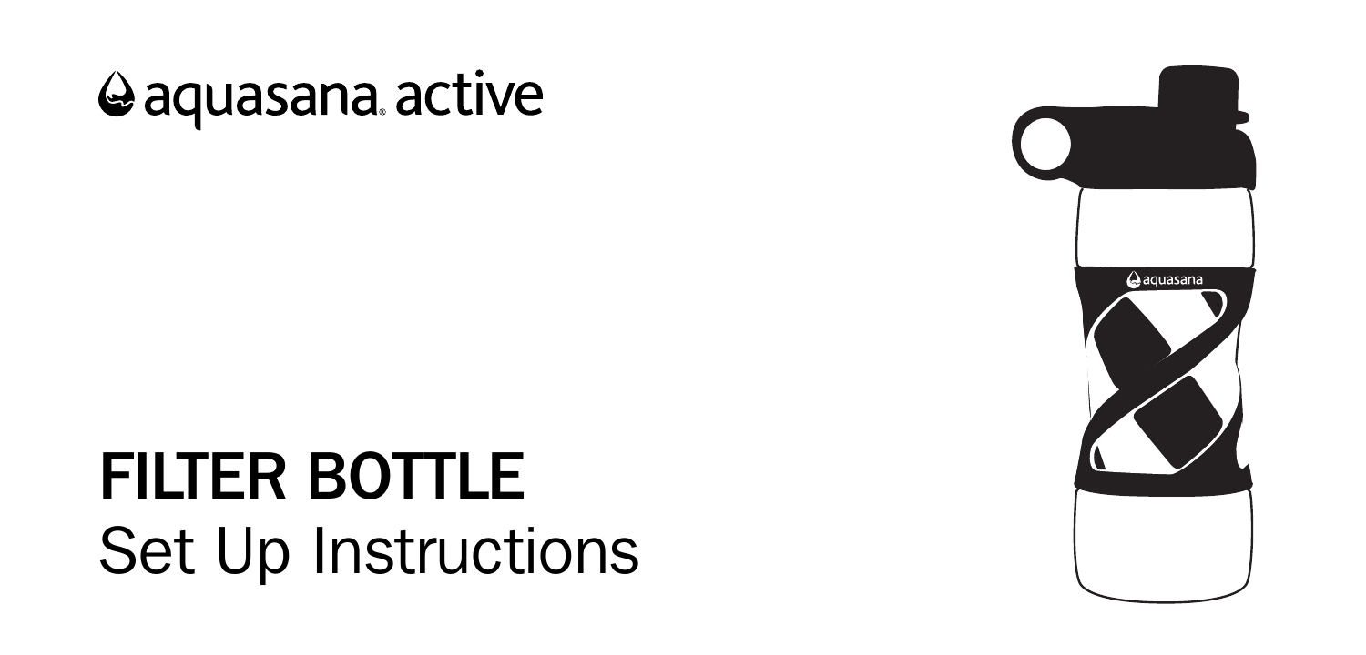aquasana® active

# FILTER BOTTLE

## Set Up Instructions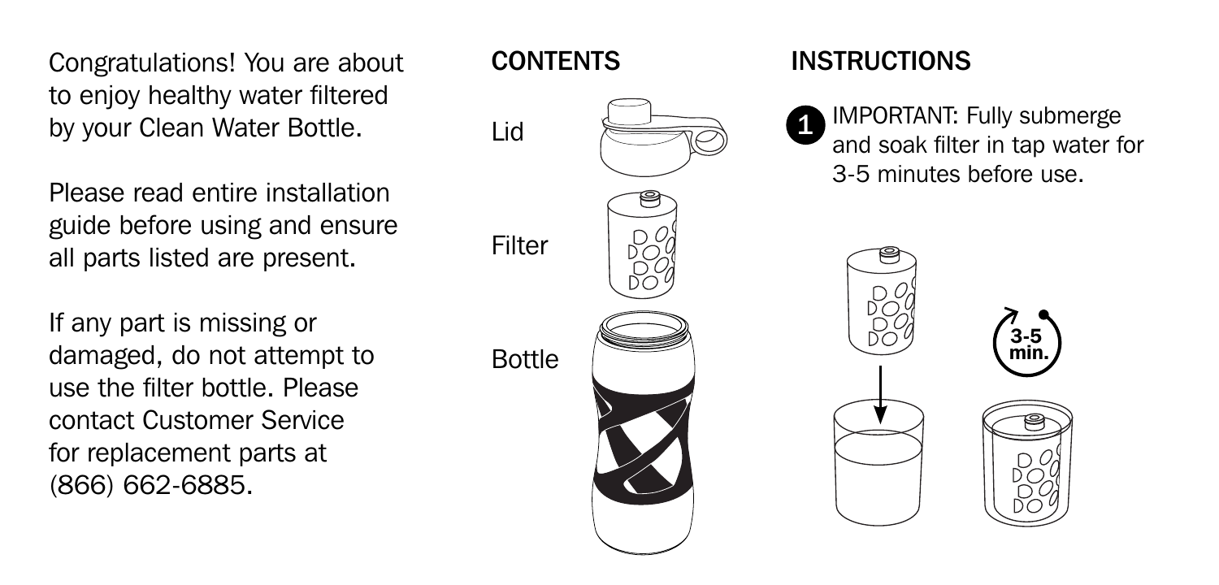Congratulations! You are about to enjoy healthy water filtered by your Clean Water Bottle.

Please read entire installation guide before using and ensure all parts listed are present.

If any part is missing or damaged, do not attempt to use the filter bottle. Please contact Customer Service for replacement parts at (866) 662-6885.

## CONTENTS

- Lid
- Filter
- Bottle

## INSTRUCTIONS

1. IMPORTANT: Fully submerge and soak filter in tap water for 3-5 minutes before use.

3-5 min.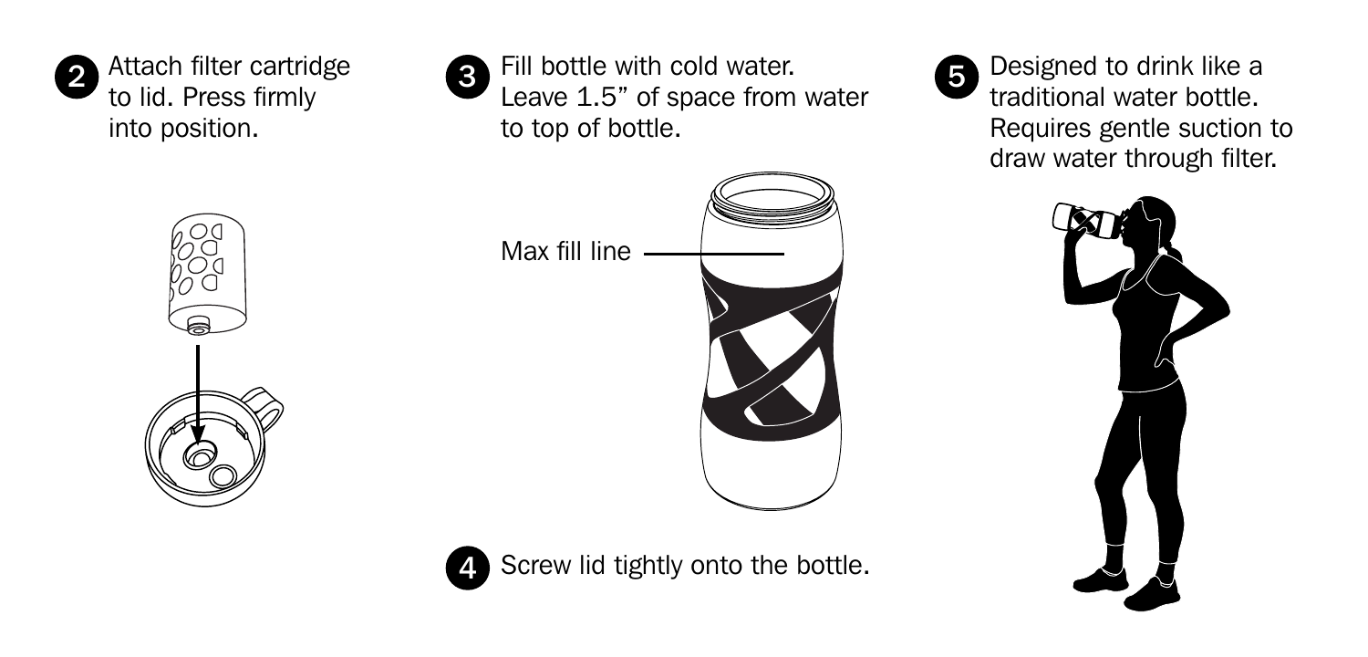2. Attach filter cartridge to lid. Press firmly into position.

3. Fill bottle with cold water. Leave 1.5" of space from water to top of bottle.

Max fill line

4. Screw lid tightly onto the bottle.

5. Designed to drink like a traditional water bottle. Requires gentle suction to draw water through filter.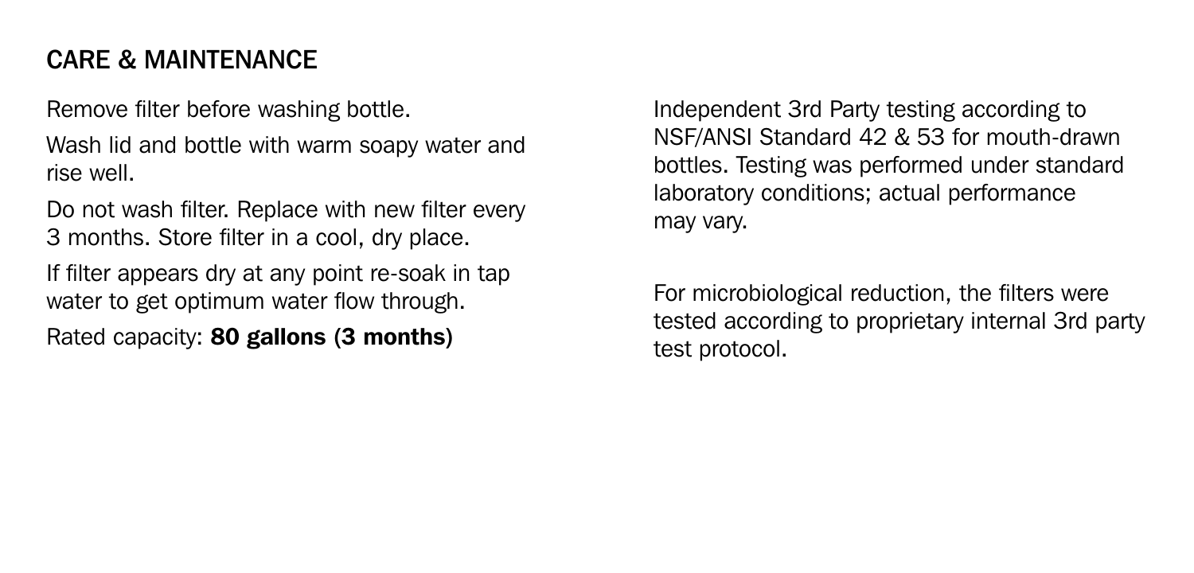## CARE & MAINTENANCE

Remove filter before washing bottle.

Wash lid and bottle with warm soapy water and rise well.

Do not wash filter. Replace with new filter every 3 months. Store filter in a cool, dry place.

If filter appears dry at any point re-soak in tap water to get optimum water flow through.

Rated capacity: **80 gallons (3 months)**

Independent 3rd Party testing according to NSF/ANSI Standard 42 & 53 for mouth-drawn bottles. Testing was performed under standard laboratory conditions; actual performance may vary.

For microbiological reduction, the filters were tested according to proprietary internal 3rd party test protocol.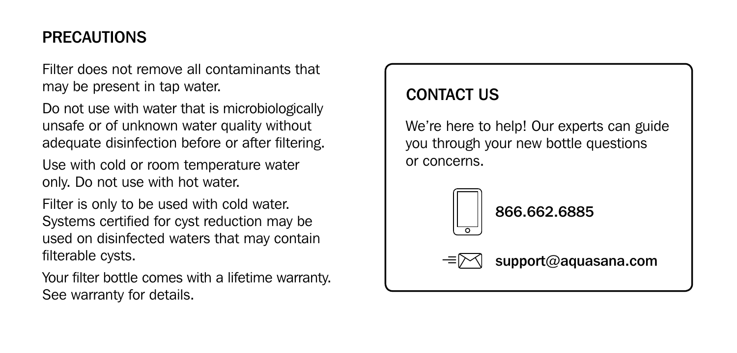## PRECAUTIONS

Filter does not remove all contaminants that may be present in tap water.

Do not use with water that is microbiologically unsafe or of unknown water quality without adequate disinfection before or after filtering.

Use with cold or room temperature water only. Do not use with hot water.

Filter is only to be used with cold water. Systems certified for cyst reduction may be used on disinfected waters that may contain filterable cysts.

Your filter bottle comes with a lifetime warranty. See warranty for details.

## CONTACT US

We're here to help! Our experts can guide you through your new bottle questions or concerns.

**866.662.6885**

**support@aquasana.com**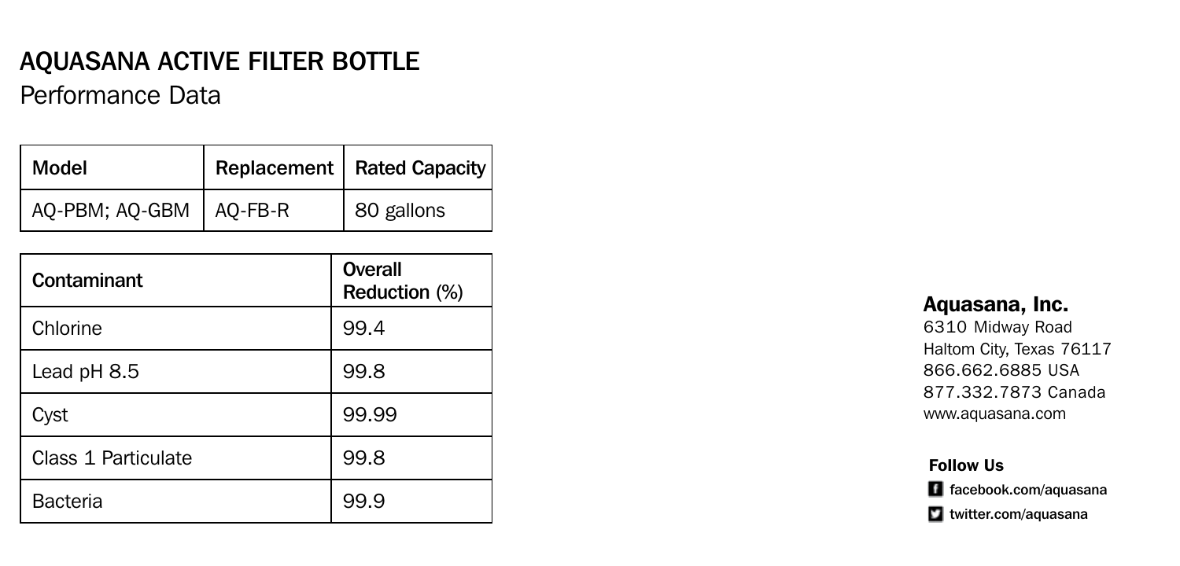# AQUASANA ACTIVE FILTER BOTTLE

Performance Data

| Model | Replacement | Rated Capacity |
|---|---|---|
| AQ-PBM; AQ-GBM | AQ-FB-R | 80 gallons |

| Contaminant | Overall Reduction (%) |
|---|---|
| Chlorine | 99.4 |
| Lead pH 8.5 | 99.8 |
| Cyst | 99.99 |
| Class 1 Particulate | 99.8 |
| Bacteria | 99.9 |

**Aquasana, Inc.**
6310 Midway Road
Haltom City, Texas 76117
866.662.6885 USA
877.332.7873 Canada
www.aquasana.com

**Follow Us**

**facebook.com/aquasana**

**twitter.com/aquasana**